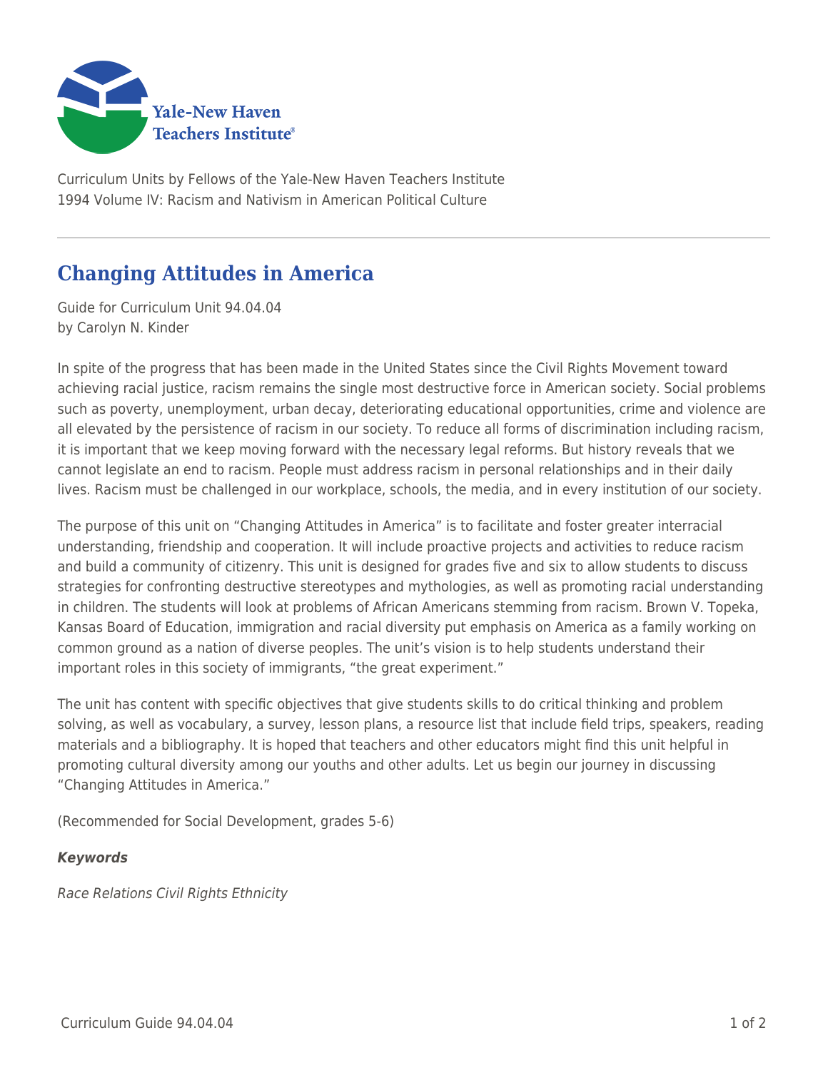Curriculum Units by Fellows of the Yale-New Haven Teachers Institute
1994 Volume IV: Racism and Nativism in American Political Culture

# Changing Attitudes in America

Guide for Curriculum Unit 94.04.04
by Carolyn N. Kinder

In spite of the progress that has been made in the United States since the Civil Rights Movement toward achieving racial justice, racism remains the single most destructive force in American society. Social problems such as poverty, unemployment, urban decay, deteriorating educational opportunities, crime and violence are all elevated by the persistence of racism in our society. To reduce all forms of discrimination including racism, it is important that we keep moving forward with the necessary legal reforms. But history reveals that we cannot legislate an end to racism. People must address racism in personal relationships and in their daily lives. Racism must be challenged in our workplace, schools, the media, and in every institution of our society.

The purpose of this unit on "Changing Attitudes in America" is to facilitate and foster greater interracial understanding, friendship and cooperation. It will include proactive projects and activities to reduce racism and build a community of citizenry. This unit is designed for grades five and six to allow students to discuss strategies for confronting destructive stereotypes and mythologies, as well as promoting racial understanding in children. The students will look at problems of African Americans stemming from racism. Brown V. Topeka, Kansas Board of Education, immigration and racial diversity put emphasis on America as a family working on common ground as a nation of diverse peoples. The unit's vision is to help students understand their important roles in this society of immigrants, "the great experiment."

The unit has content with specific objectives that give students skills to do critical thinking and problem solving, as well as vocabulary, a survey, lesson plans, a resource list that include field trips, speakers, reading materials and a bibliography. It is hoped that teachers and other educators might find this unit helpful in promoting cultural diversity among our youths and other adults. Let us begin our journey in discussing "Changing Attitudes in America."

(Recommended for Social Development, grades 5-6)

***Keywords***

*Race Relations Civil Rights Ethnicity*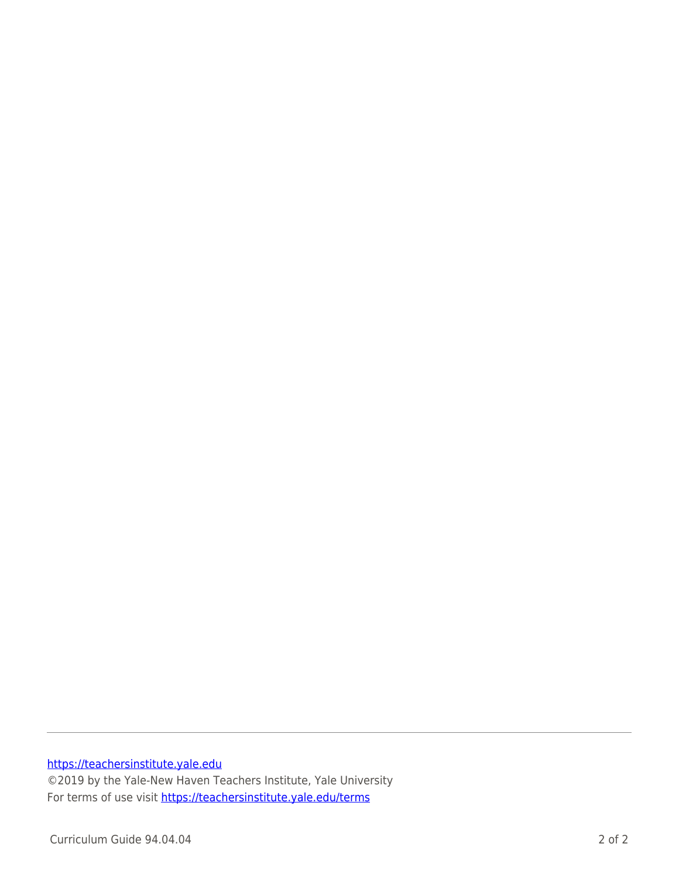https://teachersinstitute.yale.edu
©2019 by the Yale-New Haven Teachers Institute, Yale University
For terms of use visit https://teachersinstitute.yale.edu/terms